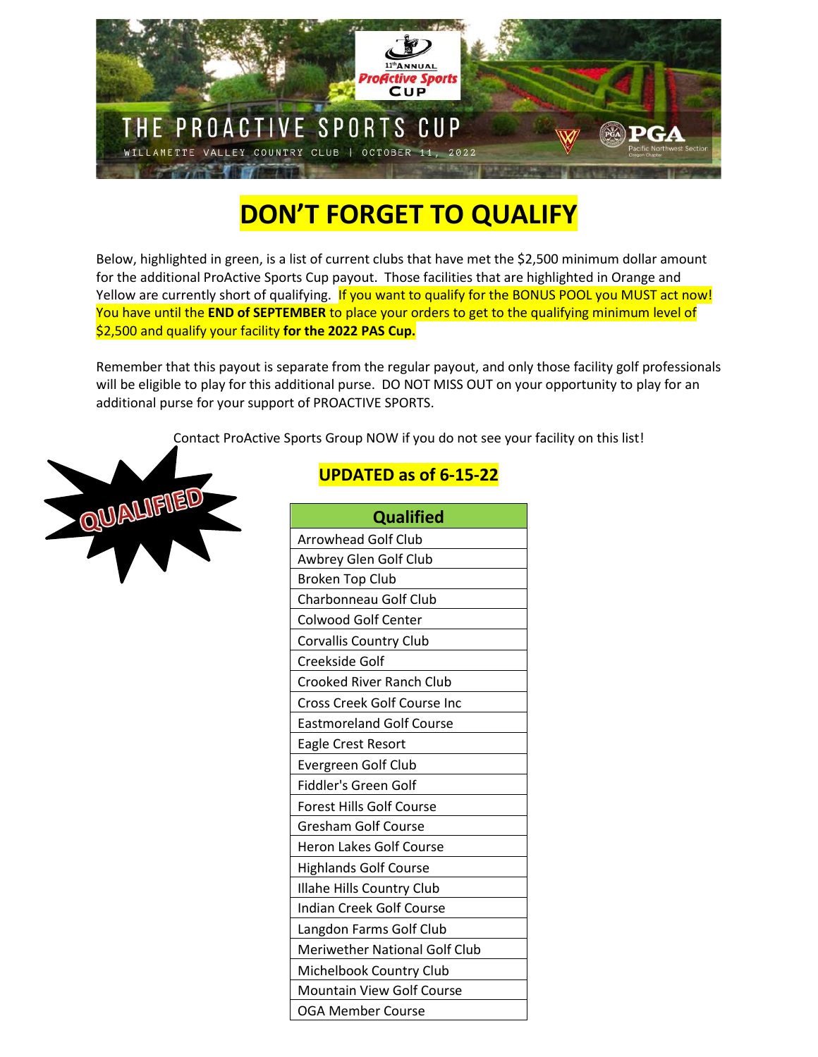THE PROACTIVE SPORTS CUP

WILLAMETTE VALLEY COUNTRY CLUB | OCTOBER 11, 2022

# DON'T FORGET TO QUALIFY

Below, highlighted in green, is a list of current clubs that have met the $2,500 minimum dollar amount for the additional ProActive Sports Cup payout. Those facilities that are highlighted in Orange and Yellow are currently short of qualifying. If you want to qualify for the BONUS POOL you MUST act now! You have until the **END of SEPTEMBER** to place your orders to get to the qualifying minimum level of $2,500 and qualify your facility **for the 2022 PAS Cup.**

Remember that this payout is separate from the regular payout, and only those facility golf professionals will be eligible to play for this additional purse. DO NOT MISS OUT on your opportunity to play for an additional purse for your support of PROACTIVE SPORTS.

Contact ProActive Sports Group NOW if you do not see your facility on this list!

QUALIFIED

## UPDATED as of 6-15-22

| Qualified |
|---|
| Arrowhead Golf Club |
| Awbrey Glen Golf Club |
| Broken Top Club |
| Charbonneau Golf Club |
| Colwood Golf Center |
| Corvallis Country Club |
| Creekside Golf |
| Crooked River Ranch Club |
| Cross Creek Golf Course Inc |
| Eastmoreland Golf Course |
| Eagle Crest Resort |
| Evergreen Golf Club |
| Fiddler's Green Golf |
| Forest Hills Golf Course |
| Gresham Golf Course |
| Heron Lakes Golf Course |
| Highlands Golf Course |
| Illahe Hills Country Club |
| Indian Creek Golf Course |
| Langdon Farms Golf Club |
| Meriwether National Golf Club |
| Michelbook Country Club |
| Mountain View Golf Course |
| OGA Member Course |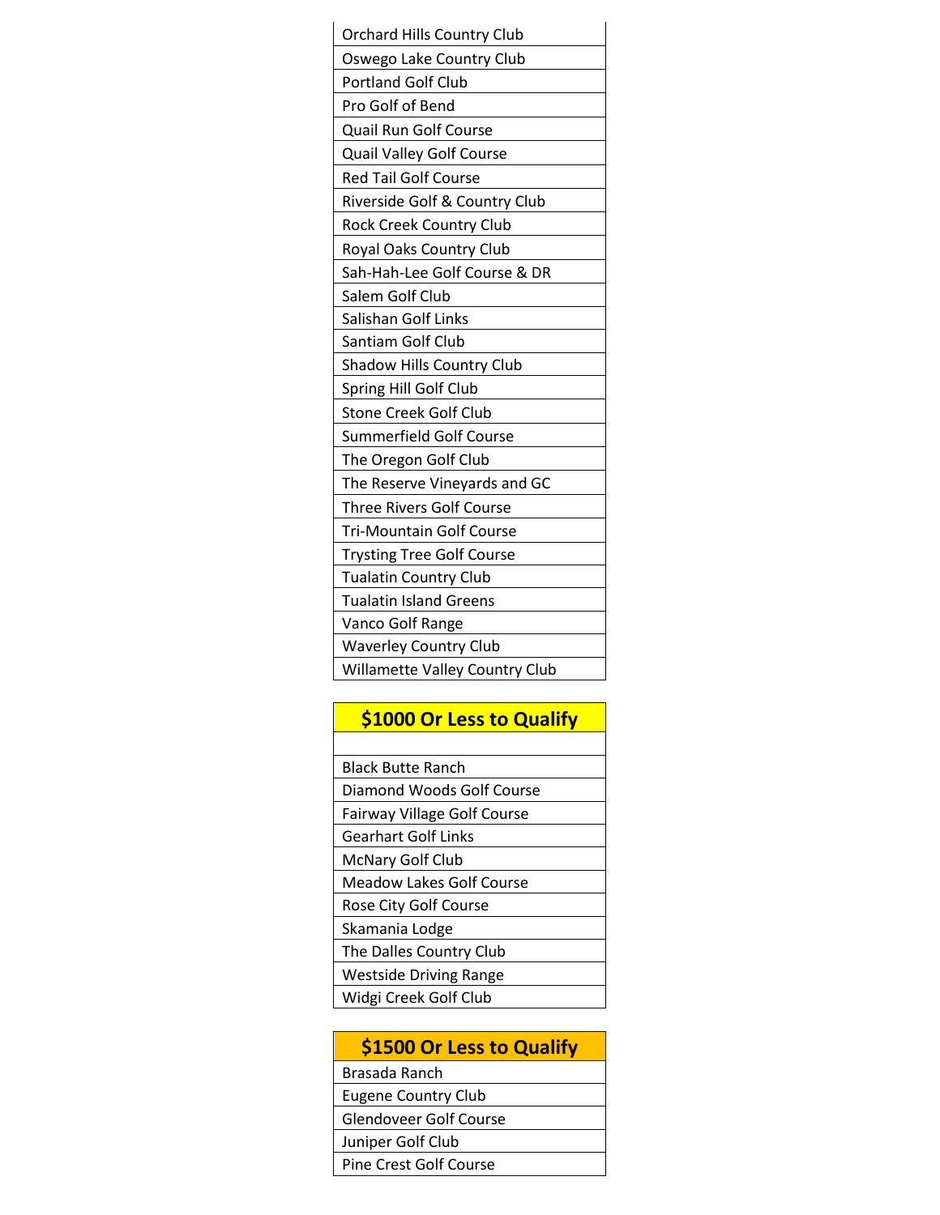| Orchard Hills Country Club |
| --- |
| Oswego Lake Country Club |
| Portland Golf Club |
| Pro Golf of Bend |
| Quail Run Golf Course |
| Quail Valley Golf Course |
| Red Tail Golf Course |
| Riverside Golf & Country Club |
| Rock Creek Country Club |
| Royal Oaks Country Club |
| Sah-Hah-Lee Golf Course & DR |
| Salem Golf Club |
| Salishan Golf Links |
| Santiam Golf Club |
| Shadow Hills Country Club |
| Spring Hill Golf Club |
| Stone Creek Golf Club |
| Summerfield Golf Course |
| The Oregon Golf Club |
| The Reserve Vineyards and GC |
| Three Rivers Golf Course |
| Tri-Mountain Golf Course |
| Trysting Tree Golf Course |
| Tualatin Country Club |
| Tualatin Island Greens |
| Vanco Golf Range |
| Waverley Country Club |
| Willamette Valley Country Club |

| **$1000 Or Less to Qualify** |
| --- |
| |
| Black Butte Ranch |
| Diamond Woods Golf Course |
| Fairway Village Golf Course |
| Gearhart Golf Links |
| McNary Golf Club |
| Meadow Lakes Golf Course |
| Rose City Golf Course |
| Skamania Lodge |
| The Dalles Country Club |
| Westside Driving Range |
| Widgi Creek Golf Club |

| **$1500 Or Less to Qualify** |
| --- |
| Brasada Ranch |
| Eugene Country Club |
| Glendoveer Golf Course |
| Juniper Golf Club |
| Pine Crest Golf Course |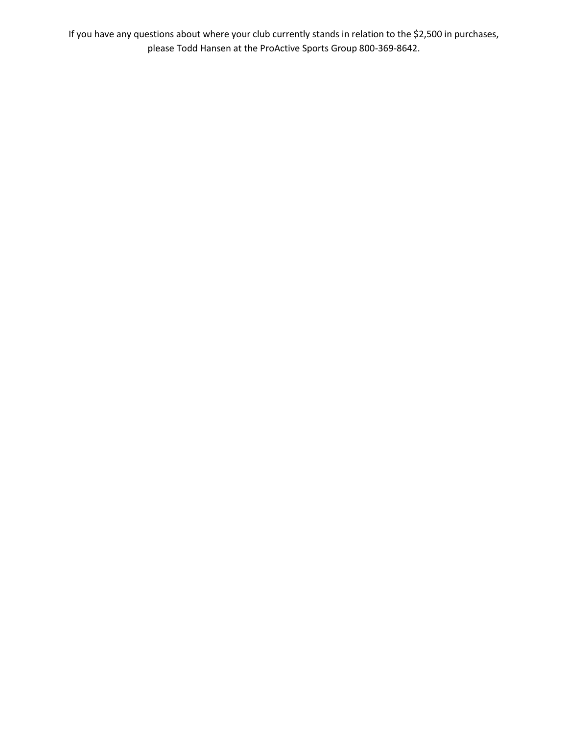If you have any questions about where your club currently stands in relation to the $2,500 in purchases, please Todd Hansen at the ProActive Sports Group 800-369-8642.